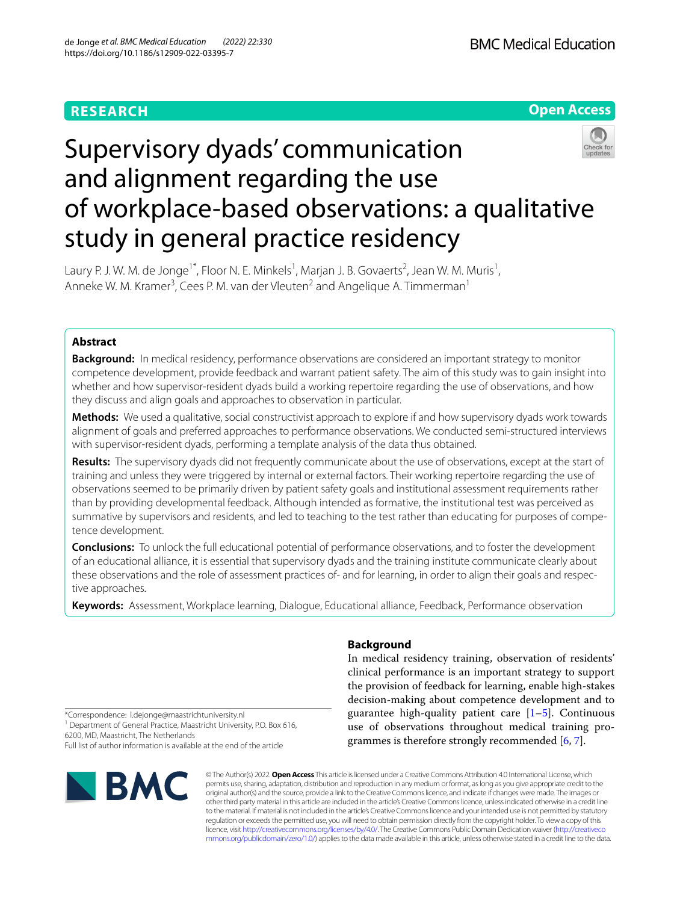RESEARCH

Open Access

# Supervisory dyads' communication and alignment regarding the use of workplace-based observations: a qualitative study in general practice residency

Laury P. J. W. M. de Jonge[1*], Floor N. E. Minkels[1], Marjan J. B. Govaerts[2], Jean W. M. Muris[1], Anneke W. M. Kramer[3], Cees P. M. van der Vleuten[2] and Angelique A. Timmerman[1]

## Abstract

**Background:** In medical residency, performance observations are considered an important strategy to monitor competence development, provide feedback and warrant patient safety. The aim of this study was to gain insight into whether and how supervisor-resident dyads build a working repertoire regarding the use of observations, and how they discuss and align goals and approaches to observation in particular.

**Methods:** We used a qualitative, social constructivist approach to explore if and how supervisory dyads work towards alignment of goals and preferred approaches to performance observations. We conducted semi-structured interviews with supervisor-resident dyads, performing a template analysis of the data thus obtained.

**Results:** The supervisory dyads did not frequently communicate about the use of observations, except at the start of training and unless they were triggered by internal or external factors. Their working repertoire regarding the use of observations seemed to be primarily driven by patient safety goals and institutional assessment requirements rather than by providing developmental feedback. Although intended as formative, the institutional test was perceived as summative by supervisors and residents, and led to teaching to the test rather than educating for purposes of competence development.

**Conclusions:** To unlock the full educational potential of performance observations, and to foster the development of an educational alliance, it is essential that supervisory dyads and the training institute communicate clearly about these observations and the role of assessment practices of- and for learning, in order to align their goals and respective approaches.

**Keywords:** Assessment, Workplace learning, Dialogue, Educational alliance, Feedback, Performance observation

*Correspondence: l.dejonge@maastrichtuniversity.nl
[1] Department of General Practice, Maastricht University, P.O. Box 616, 6200, MD, Maastricht, The Netherlands
Full list of author information is available at the end of the article

## Background

In medical residency training, observation of residents' clinical performance is an important strategy to support the provision of feedback for learning, enable high-stakes decision-making about competence development and to guarantee high-quality patient care [1–5]. Continuous use of observations throughout medical training programmes is therefore strongly recommended [6, 7].

© The Author(s) 2022. **Open Access** This article is licensed under a Creative Commons Attribution 4.0 International License, which permits use, sharing, adaptation, distribution and reproduction in any medium or format, as long as you give appropriate credit to the original author(s) and the source, provide a link to the Creative Commons licence, and indicate if changes were made. The images or other third party material in this article are included in the article's Creative Commons licence, unless indicated otherwise in a credit line to the material. If material is not included in the article's Creative Commons licence and your intended use is not permitted by statutory regulation or exceeds the permitted use, you will need to obtain permission directly from the copyright holder. To view a copy of this licence, visit http://creativecommons.org/licenses/by/4.0/. The Creative Commons Public Domain Dedication waiver (http://creativecommons.org/publicdomain/zero/1.0/) applies to the data made available in this article, unless otherwise stated in a credit line to the data.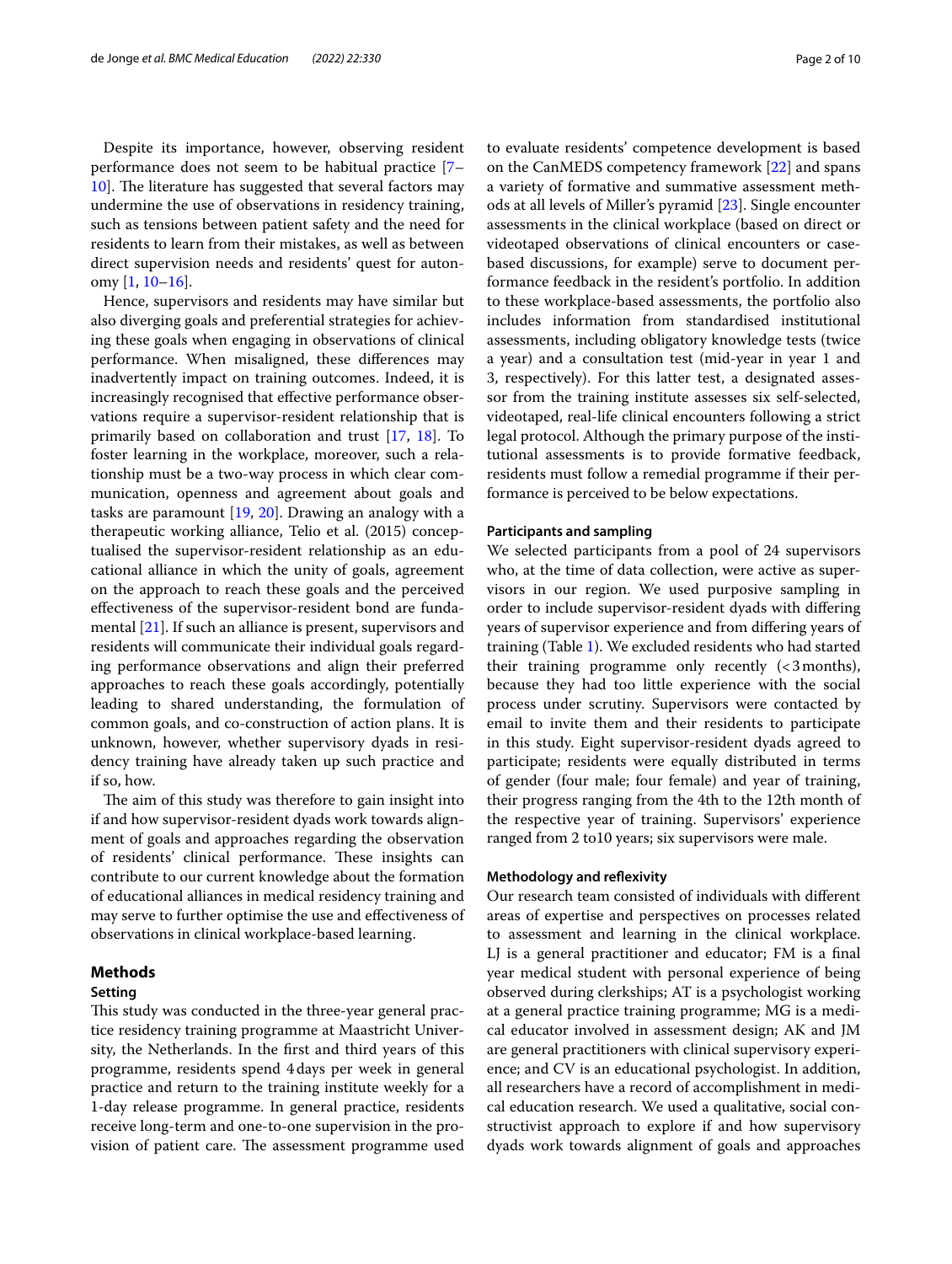Despite its importance, however, observing resident performance does not seem to be habitual practice [7–10]. The literature has suggested that several factors may undermine the use of observations in residency training, such as tensions between patient safety and the need for residents to learn from their mistakes, as well as between direct supervision needs and residents' quest for autonomy [1, 10–16].

Hence, supervisors and residents may have similar but also diverging goals and preferential strategies for achieving these goals when engaging in observations of clinical performance. When misaligned, these differences may inadvertently impact on training outcomes. Indeed, it is increasingly recognised that effective performance observations require a supervisor-resident relationship that is primarily based on collaboration and trust [17, 18]. To foster learning in the workplace, moreover, such a relationship must be a two-way process in which clear communication, openness and agreement about goals and tasks are paramount [19, 20]. Drawing an analogy with a therapeutic working alliance, Telio et al. (2015) conceptualised the supervisor-resident relationship as an educational alliance in which the unity of goals, agreement on the approach to reach these goals and the perceived effectiveness of the supervisor-resident bond are fundamental [21]. If such an alliance is present, supervisors and residents will communicate their individual goals regarding performance observations and align their preferred approaches to reach these goals accordingly, potentially leading to shared understanding, the formulation of common goals, and co-construction of action plans. It is unknown, however, whether supervisory dyads in residency training have already taken up such practice and if so, how.

The aim of this study was therefore to gain insight into if and how supervisor-resident dyads work towards alignment of goals and approaches regarding the observation of residents' clinical performance. These insights can contribute to our current knowledge about the formation of educational alliances in medical residency training and may serve to further optimise the use and effectiveness of observations in clinical workplace-based learning.

## Methods

### Setting

This study was conducted in the three-year general practice residency training programme at Maastricht University, the Netherlands. In the first and third years of this programme, residents spend 4 days per week in general practice and return to the training institute weekly for a 1-day release programme. In general practice, residents receive long-term and one-to-one supervision in the provision of patient care. The assessment programme used to evaluate residents' competence development is based on the CanMEDS competency framework [22] and spans a variety of formative and summative assessment methods at all levels of Miller's pyramid [23]. Single encounter assessments in the clinical workplace (based on direct or videotaped observations of clinical encounters or case-based discussions, for example) serve to document performance feedback in the resident's portfolio. In addition to these workplace-based assessments, the portfolio also includes information from standardised institutional assessments, including obligatory knowledge tests (twice a year) and a consultation test (mid-year in year 1 and 3, respectively). For this latter test, a designated assessor from the training institute assesses six self-selected, videotaped, real-life clinical encounters following a strict legal protocol. Although the primary purpose of the institutional assessments is to provide formative feedback, residents must follow a remedial programme if their performance is perceived to be below expectations.

### Participants and sampling

We selected participants from a pool of 24 supervisors who, at the time of data collection, were active as supervisors in our region. We used purposive sampling in order to include supervisor-resident dyads with differing years of supervisor experience and from differing years of training (Table 1). We excluded residents who had started their training programme only recently (<3 months), because they had too little experience with the social process under scrutiny. Supervisors were contacted by email to invite them and their residents to participate in this study. Eight supervisor-resident dyads agreed to participate; residents were equally distributed in terms of gender (four male; four female) and year of training, their progress ranging from the 4th to the 12th month of the respective year of training. Supervisors' experience ranged from 2 to10 years; six supervisors were male.

### Methodology and reflexivity

Our research team consisted of individuals with different areas of expertise and perspectives on processes related to assessment and learning in the clinical workplace. LJ is a general practitioner and educator; FM is a final year medical student with personal experience of being observed during clerkships; AT is a psychologist working at a general practice training programme; MG is a medical educator involved in assessment design; AK and JM are general practitioners with clinical supervisory experience; and CV is an educational psychologist. In addition, all researchers have a record of accomplishment in medical education research. We used a qualitative, social constructivist approach to explore if and how supervisory dyads work towards alignment of goals and approaches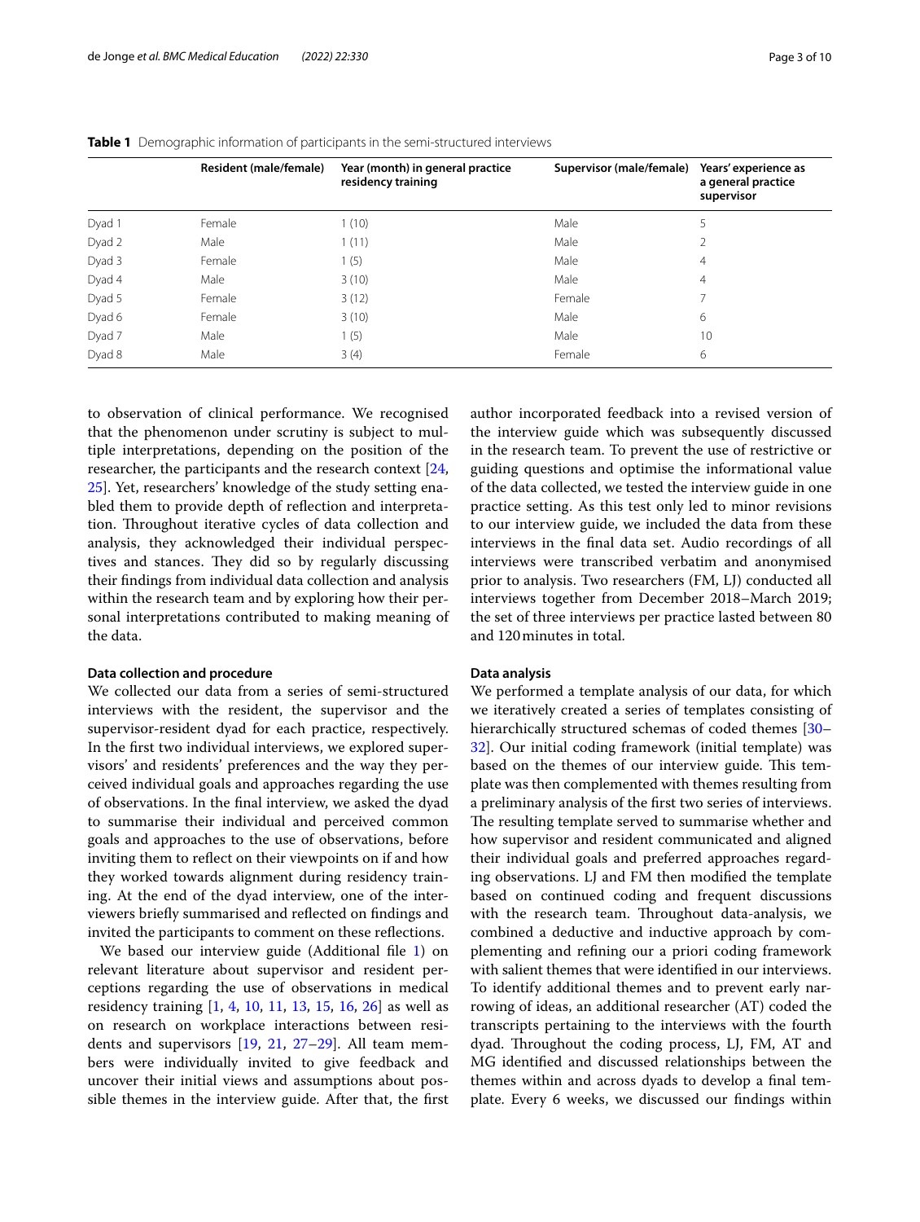**Table 1** Demographic information of participants in the semi-structured interviews

| | Resident (male/female) | Year (month) in general practice residency training | Supervisor (male/female) | Years' experience as a general practice supervisor |
|---|---|---|---|---|
| Dyad 1 | Female | 1 (10) | Male | 5 |
| Dyad 2 | Male | 1 (11) | Male | 2 |
| Dyad 3 | Female | 1 (5) | Male | 4 |
| Dyad 4 | Male | 3 (10) | Male | 4 |
| Dyad 5 | Female | 3 (12) | Female | 7 |
| Dyad 6 | Female | 3 (10) | Male | 6 |
| Dyad 7 | Male | 1 (5) | Male | 10 |
| Dyad 8 | Male | 3 (4) | Female | 6 |

to observation of clinical performance. We recognised that the phenomenon under scrutiny is subject to multiple interpretations, depending on the position of the researcher, the participants and the research context [24, 25]. Yet, researchers' knowledge of the study setting enabled them to provide depth of reflection and interpretation. Throughout iterative cycles of data collection and analysis, they acknowledged their individual perspectives and stances. They did so by regularly discussing their findings from individual data collection and analysis within the research team and by exploring how their personal interpretations contributed to making meaning of the data.

#### Data collection and procedure

We collected our data from a series of semi-structured interviews with the resident, the supervisor and the supervisor-resident dyad for each practice, respectively. In the first two individual interviews, we explored supervisors' and residents' preferences and the way they perceived individual goals and approaches regarding the use of observations. In the final interview, we asked the dyad to summarise their individual and perceived common goals and approaches to the use of observations, before inviting them to reflect on their viewpoints on if and how they worked towards alignment during residency training. At the end of the dyad interview, one of the interviewers briefly summarised and reflected on findings and invited the participants to comment on these reflections.

We based our interview guide (Additional file 1) on relevant literature about supervisor and resident perceptions regarding the use of observations in medical residency training [1, 4, 10, 11, 13, 15, 16, 26] as well as on research on workplace interactions between residents and supervisors [19, 21, 27–29]. All team members were individually invited to give feedback and uncover their initial views and assumptions about possible themes in the interview guide. After that, the first author incorporated feedback into a revised version of the interview guide which was subsequently discussed in the research team. To prevent the use of restrictive or guiding questions and optimise the informational value of the data collected, we tested the interview guide in one practice setting. As this test only led to minor revisions to our interview guide, we included the data from these interviews in the final data set. Audio recordings of all interviews were transcribed verbatim and anonymised prior to analysis. Two researchers (FM, LJ) conducted all interviews together from December 2018–March 2019; the set of three interviews per practice lasted between 80 and 120 minutes in total.

#### Data analysis

We performed a template analysis of our data, for which we iteratively created a series of templates consisting of hierarchically structured schemas of coded themes [30–32]. Our initial coding framework (initial template) was based on the themes of our interview guide. This template was then complemented with themes resulting from a preliminary analysis of the first two series of interviews. The resulting template served to summarise whether and how supervisor and resident communicated and aligned their individual goals and preferred approaches regarding observations. LJ and FM then modified the template based on continued coding and frequent discussions with the research team. Throughout data-analysis, we combined a deductive and inductive approach by complementing and refining our a priori coding framework with salient themes that were identified in our interviews. To identify additional themes and to prevent early narrowing of ideas, an additional researcher (AT) coded the transcripts pertaining to the interviews with the fourth dyad. Throughout the coding process, LJ, FM, AT and MG identified and discussed relationships between the themes within and across dyads to develop a final template. Every 6 weeks, we discussed our findings within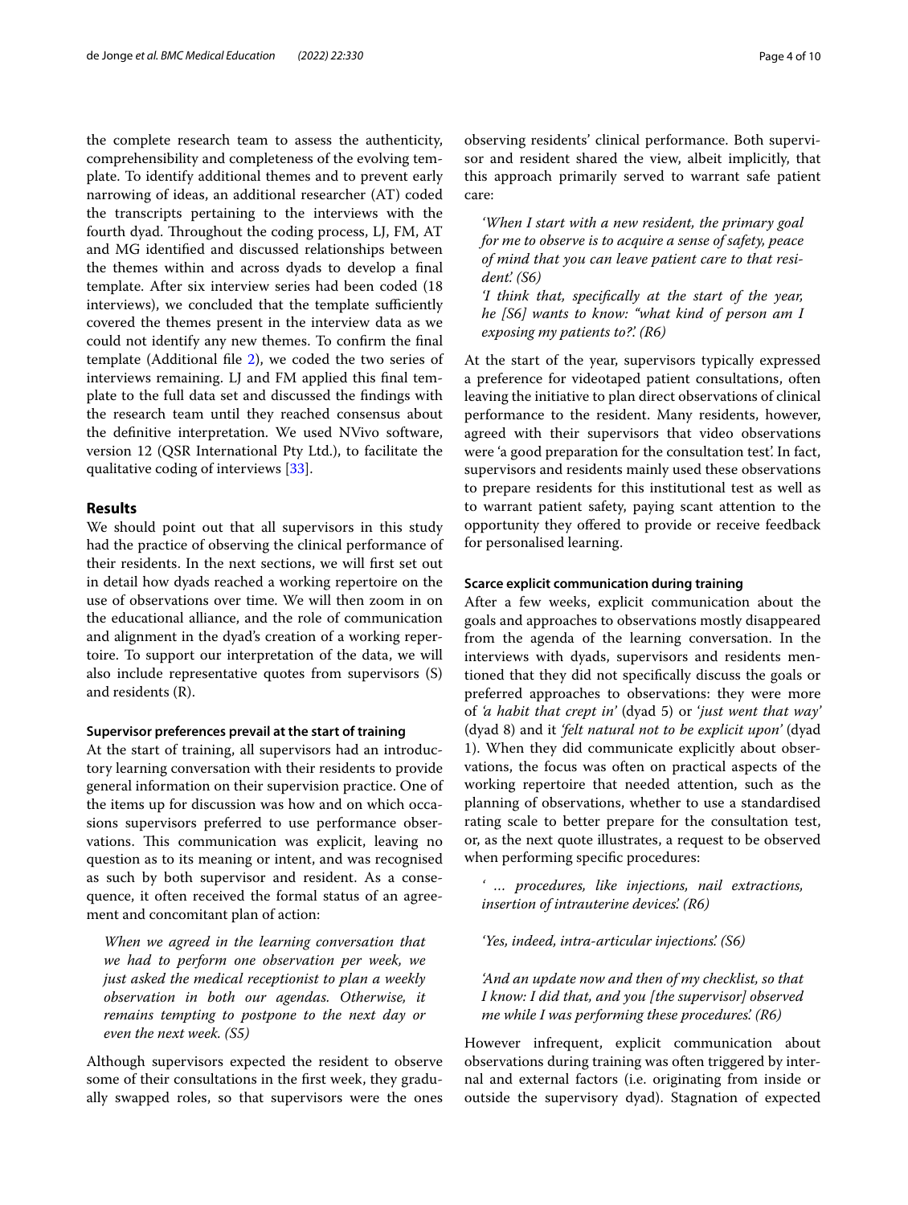the complete research team to assess the authenticity, comprehensibility and completeness of the evolving template. To identify additional themes and to prevent early narrowing of ideas, an additional researcher (AT) coded the transcripts pertaining to the interviews with the fourth dyad. Throughout the coding process, LJ, FM, AT and MG identified and discussed relationships between the themes within and across dyads to develop a final template. After six interview series had been coded (18 interviews), we concluded that the template sufficiently covered the themes present in the interview data as we could not identify any new themes. To confirm the final template (Additional file 2), we coded the two series of interviews remaining. LJ and FM applied this final template to the full data set and discussed the findings with the research team until they reached consensus about the definitive interpretation. We used NVivo software, version 12 (QSR International Pty Ltd.), to facilitate the qualitative coding of interviews [33].

## Results

We should point out that all supervisors in this study had the practice of observing the clinical performance of their residents. In the next sections, we will first set out in detail how dyads reached a working repertoire on the use of observations over time. We will then zoom in on the educational alliance, and the role of communication and alignment in the dyad's creation of a working repertoire. To support our interpretation of the data, we will also include representative quotes from supervisors (S) and residents (R).

### Supervisor preferences prevail at the start of training

At the start of training, all supervisors had an introductory learning conversation with their residents to provide general information on their supervision practice. One of the items up for discussion was how and on which occasions supervisors preferred to use performance observations. This communication was explicit, leaving no question as to its meaning or intent, and was recognised as such by both supervisor and resident. As a consequence, it often received the formal status of an agreement and concomitant plan of action:

> *When we agreed in the learning conversation that we had to perform one observation per week, we just asked the medical receptionist to plan a weekly observation in both our agendas. Otherwise, it remains tempting to postpone to the next day or even the next week. (S5)*

Although supervisors expected the resident to observe some of their consultations in the first week, they gradually swapped roles, so that supervisors were the ones observing residents' clinical performance. Both supervisor and resident shared the view, albeit implicitly, that this approach primarily served to warrant safe patient care:

> *'When I start with a new resident, the primary goal for me to observe is to acquire a sense of safety, peace of mind that you can leave patient care to that resident.' (S6)*
>
> *'I think that, specifically at the start of the year, he [S6] wants to know: "what kind of person am I exposing my patients to?'. (R6)*

At the start of the year, supervisors typically expressed a preference for videotaped patient consultations, often leaving the initiative to plan direct observations of clinical performance to the resident. Many residents, however, agreed with their supervisors that video observations were 'a good preparation for the consultation test'. In fact, supervisors and residents mainly used these observations to prepare residents for this institutional test as well as to warrant patient safety, paying scant attention to the opportunity they offered to provide or receive feedback for personalised learning.

### Scarce explicit communication during training

After a few weeks, explicit communication about the goals and approaches to observations mostly disappeared from the agenda of the learning conversation. In the interviews with dyads, supervisors and residents mentioned that they did not specifically discuss the goals or preferred approaches to observations: they were more of *'a habit that crept in'* (dyad 5) or '*just went that way'* (dyad 8) and it *'felt natural not to be explicit upon'* (dyad 1). When they did communicate explicitly about observations, the focus was often on practical aspects of the working repertoire that needed attention, such as the planning of observations, whether to use a standardised rating scale to better prepare for the consultation test, or, as the next quote illustrates, a request to be observed when performing specific procedures:

> *' … procedures, like injections, nail extractions, insertion of intrauterine devices'. (R6)*
>
> *'Yes, indeed, intra-articular injections'. (S6)*
>
> *'And an update now and then of my checklist, so that I know: I did that, and you [the supervisor] observed me while I was performing these procedures'. (R6)*

However infrequent, explicit communication about observations during training was often triggered by internal and external factors (i.e. originating from inside or outside the supervisory dyad). Stagnation of expected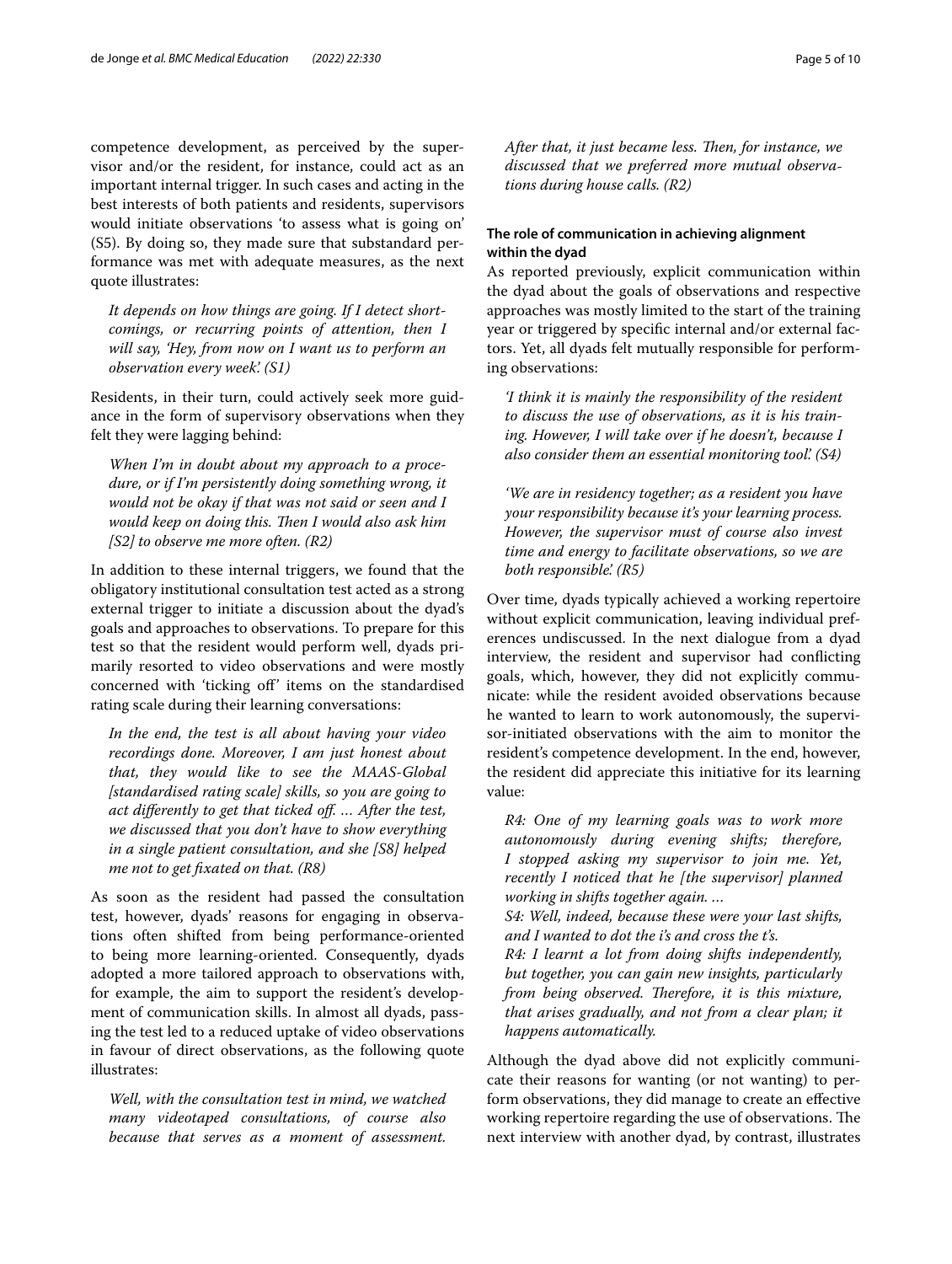competence development, as perceived by the supervisor and/or the resident, for instance, could act as an important internal trigger. In such cases and acting in the best interests of both patients and residents, supervisors would initiate observations 'to assess what is going on' (S5). By doing so, they made sure that substandard performance was met with adequate measures, as the next quote illustrates:

> *It depends on how things are going. If I detect shortcomings, or recurring points of attention, then I will say, 'Hey, from now on I want us to perform an observation every week'. (S1)*

Residents, in their turn, could actively seek more guidance in the form of supervisory observations when they felt they were lagging behind:

> *When I'm in doubt about my approach to a procedure, or if I'm persistently doing something wrong, it would not be okay if that was not said or seen and I would keep on doing this. Then I would also ask him [S2] to observe me more often. (R2)*

In addition to these internal triggers, we found that the obligatory institutional consultation test acted as a strong external trigger to initiate a discussion about the dyad's goals and approaches to observations. To prepare for this test so that the resident would perform well, dyads primarily resorted to video observations and were mostly concerned with 'ticking off' items on the standardised rating scale during their learning conversations:

> *In the end, the test is all about having your video recordings done. Moreover, I am just honest about that, they would like to see the MAAS-Global [standardised rating scale] skills, so you are going to act differently to get that ticked off. … After the test, we discussed that you don't have to show everything in a single patient consultation, and she [S8] helped me not to get fixated on that. (R8)*

As soon as the resident had passed the consultation test, however, dyads' reasons for engaging in observations often shifted from being performance-oriented to being more learning-oriented. Consequently, dyads adopted a more tailored approach to observations with, for example, the aim to support the resident's development of communication skills. In almost all dyads, passing the test led to a reduced uptake of video observations in favour of direct observations, as the following quote illustrates:

> *Well, with the consultation test in mind, we watched many videotaped consultations, of course also because that serves as a moment of assessment. After that, it just became less. Then, for instance, we discussed that we preferred more mutual observations during house calls. (R2)*

### The role of communication in achieving alignment within the dyad

As reported previously, explicit communication within the dyad about the goals of observations and respective approaches was mostly limited to the start of the training year or triggered by specific internal and/or external factors. Yet, all dyads felt mutually responsible for performing observations:

> *'I think it is mainly the responsibility of the resident to discuss the use of observations, as it is his training. However, I will take over if he doesn't, because I also consider them an essential monitoring tool'. (S4)*

> *'We are in residency together; as a resident you have your responsibility because it's your learning process. However, the supervisor must of course also invest time and energy to facilitate observations, so we are both responsible'. (R5)*

Over time, dyads typically achieved a working repertoire without explicit communication, leaving individual preferences undiscussed. In the next dialogue from a dyad interview, the resident and supervisor had conflicting goals, which, however, they did not explicitly communicate: while the resident avoided observations because he wanted to learn to work autonomously, the supervisor-initiated observations with the aim to monitor the resident's competence development. In the end, however, the resident did appreciate this initiative for its learning value:

> *R4: One of my learning goals was to work more autonomously during evening shifts; therefore, I stopped asking my supervisor to join me. Yet, recently I noticed that he [the supervisor] planned working in shifts together again. …*
>
> *S4: Well, indeed, because these were your last shifts, and I wanted to dot the i's and cross the t's.*
>
> *R4: I learnt a lot from doing shifts independently, but together, you can gain new insights, particularly from being observed. Therefore, it is this mixture, that arises gradually, and not from a clear plan; it happens automatically.*

Although the dyad above did not explicitly communicate their reasons for wanting (or not wanting) to perform observations, they did manage to create an effective working repertoire regarding the use of observations. The next interview with another dyad, by contrast, illustrates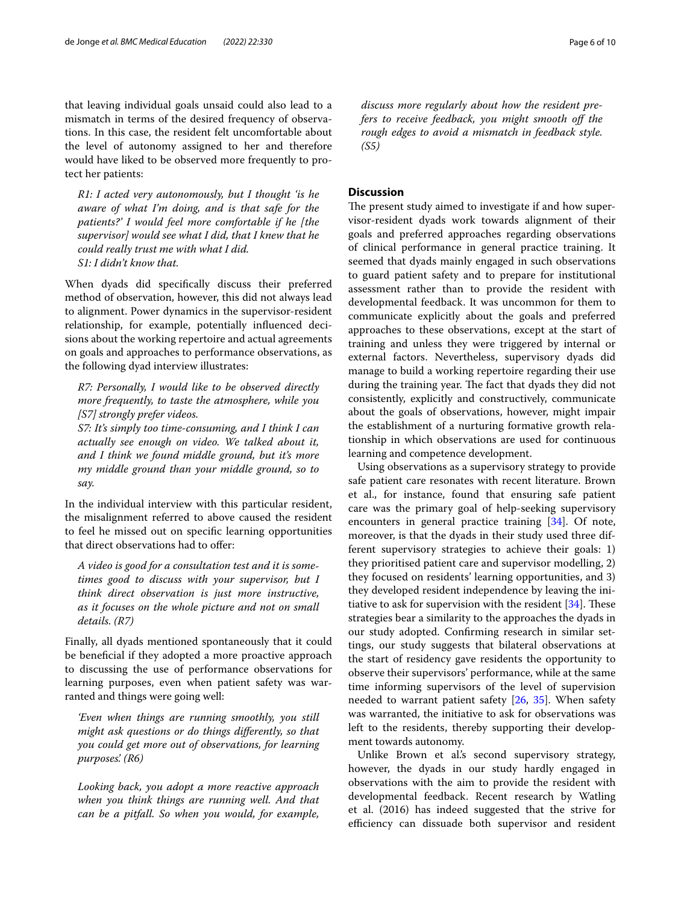that leaving individual goals unsaid could also lead to a mismatch in terms of the desired frequency of observations. In this case, the resident felt uncomfortable about the level of autonomy assigned to her and therefore would have liked to be observed more frequently to protect her patients:

> *R1: I acted very autonomously, but I thought 'is he aware of what I'm doing, and is that safe for the patients?' I would feel more comfortable if he [the supervisor] would see what I did, that I knew that he could really trust me with what I did.*
> *S1: I didn't know that.*

When dyads did specifically discuss their preferred method of observation, however, this did not always lead to alignment. Power dynamics in the supervisor-resident relationship, for example, potentially influenced decisions about the working repertoire and actual agreements on goals and approaches to performance observations, as the following dyad interview illustrates:

> *R7: Personally, I would like to be observed directly more frequently, to taste the atmosphere, while you [S7] strongly prefer videos.*
> *S7: It's simply too time-consuming, and I think I can actually see enough on video. We talked about it, and I think we found middle ground, but it's more my middle ground than your middle ground, so to say.*

In the individual interview with this particular resident, the misalignment referred to above caused the resident to feel he missed out on specific learning opportunities that direct observations had to offer:

> *A video is good for a consultation test and it is sometimes good to discuss with your supervisor, but I think direct observation is just more instructive, as it focuses on the whole picture and not on small details. (R7)*

Finally, all dyads mentioned spontaneously that it could be beneficial if they adopted a more proactive approach to discussing the use of performance observations for learning purposes, even when patient safety was warranted and things were going well:

> *'Even when things are running smoothly, you still might ask questions or do things differently, so that you could get more out of observations, for learning purposes'. (R6)*

> *Looking back, you adopt a more reactive approach when you think things are running well. And that can be a pitfall. So when you would, for example, discuss more regularly about how the resident prefers to receive feedback, you might smooth off the rough edges to avoid a mismatch in feedback style. (S5)*

## Discussion

The present study aimed to investigate if and how supervisor-resident dyads work towards alignment of their goals and preferred approaches regarding observations of clinical performance in general practice training. It seemed that dyads mainly engaged in such observations to guard patient safety and to prepare for institutional assessment rather than to provide the resident with developmental feedback. It was uncommon for them to communicate explicitly about the goals and preferred approaches to these observations, except at the start of training and unless they were triggered by internal or external factors. Nevertheless, supervisory dyads did manage to build a working repertoire regarding their use during the training year. The fact that dyads they did not consistently, explicitly and constructively, communicate about the goals of observations, however, might impair the establishment of a nurturing formative growth relationship in which observations are used for continuous learning and competence development.

Using observations as a supervisory strategy to provide safe patient care resonates with recent literature. Brown et al., for instance, found that ensuring safe patient care was the primary goal of help-seeking supervisory encounters in general practice training [34]. Of note, moreover, is that the dyads in their study used three different supervisory strategies to achieve their goals: 1) they prioritised patient care and supervisor modelling, 2) they focused on residents' learning opportunities, and 3) they developed resident independence by leaving the initiative to ask for supervision with the resident [34]. These strategies bear a similarity to the approaches the dyads in our study adopted. Confirming research in similar settings, our study suggests that bilateral observations at the start of residency gave residents the opportunity to observe their supervisors' performance, while at the same time informing supervisors of the level of supervision needed to warrant patient safety [26, 35]. When safety was warranted, the initiative to ask for observations was left to the residents, thereby supporting their development towards autonomy.

Unlike Brown et al.'s second supervisory strategy, however, the dyads in our study hardly engaged in observations with the aim to provide the resident with developmental feedback. Recent research by Watling et al. (2016) has indeed suggested that the strive for efficiency can dissuade both supervisor and resident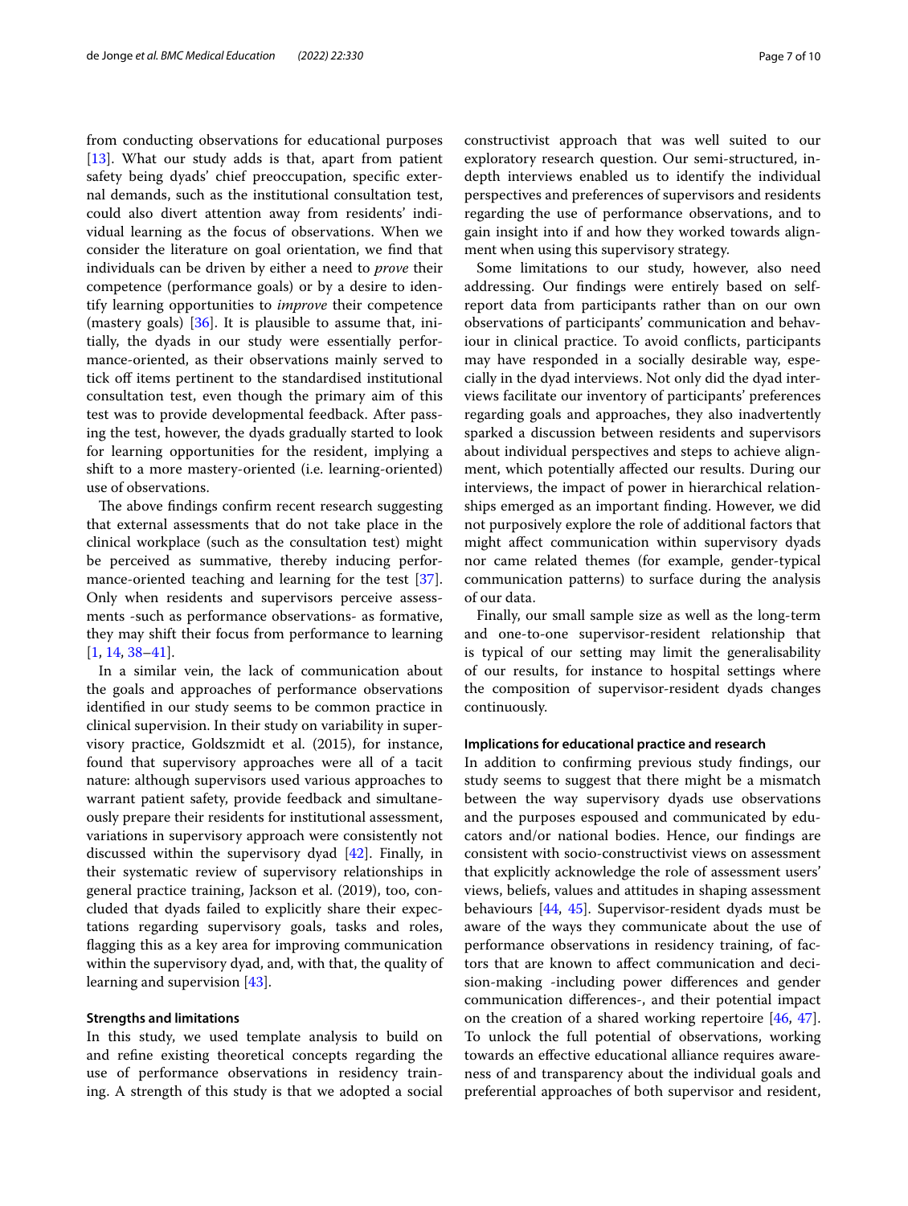from conducting observations for educational purposes [13]. What our study adds is that, apart from patient safety being dyads' chief preoccupation, specific external demands, such as the institutional consultation test, could also divert attention away from residents' individual learning as the focus of observations. When we consider the literature on goal orientation, we find that individuals can be driven by either a need to *prove* their competence (performance goals) or by a desire to identify learning opportunities to *improve* their competence (mastery goals) [36]. It is plausible to assume that, initially, the dyads in our study were essentially performance-oriented, as their observations mainly served to tick off items pertinent to the standardised institutional consultation test, even though the primary aim of this test was to provide developmental feedback. After passing the test, however, the dyads gradually started to look for learning opportunities for the resident, implying a shift to a more mastery-oriented (i.e. learning-oriented) use of observations.

The above findings confirm recent research suggesting that external assessments that do not take place in the clinical workplace (such as the consultation test) might be perceived as summative, thereby inducing performance-oriented teaching and learning for the test [37]. Only when residents and supervisors perceive assessments -such as performance observations- as formative, they may shift their focus from performance to learning [1, 14, 38–41].

In a similar vein, the lack of communication about the goals and approaches of performance observations identified in our study seems to be common practice in clinical supervision. In their study on variability in supervisory practice, Goldszmidt et al. (2015), for instance, found that supervisory approaches were all of a tacit nature: although supervisors used various approaches to warrant patient safety, provide feedback and simultaneously prepare their residents for institutional assessment, variations in supervisory approach were consistently not discussed within the supervisory dyad [42]. Finally, in their systematic review of supervisory relationships in general practice training, Jackson et al. (2019), too, concluded that dyads failed to explicitly share their expectations regarding supervisory goals, tasks and roles, flagging this as a key area for improving communication within the supervisory dyad, and, with that, the quality of learning and supervision [43].

### Strengths and limitations

In this study, we used template analysis to build on and refine existing theoretical concepts regarding the use of performance observations in residency training. A strength of this study is that we adopted a social constructivist approach that was well suited to our exploratory research question. Our semi-structured, in-depth interviews enabled us to identify the individual perspectives and preferences of supervisors and residents regarding the use of performance observations, and to gain insight into if and how they worked towards alignment when using this supervisory strategy.

Some limitations to our study, however, also need addressing. Our findings were entirely based on self-report data from participants rather than on our own observations of participants' communication and behaviour in clinical practice. To avoid conflicts, participants may have responded in a socially desirable way, especially in the dyad interviews. Not only did the dyad interviews facilitate our inventory of participants' preferences regarding goals and approaches, they also inadvertently sparked a discussion between residents and supervisors about individual perspectives and steps to achieve alignment, which potentially affected our results. During our interviews, the impact of power in hierarchical relationships emerged as an important finding. However, we did not purposively explore the role of additional factors that might affect communication within supervisory dyads nor came related themes (for example, gender-typical communication patterns) to surface during the analysis of our data.

Finally, our small sample size as well as the long-term and one-to-one supervisor-resident relationship that is typical of our setting may limit the generalisability of our results, for instance to hospital settings where the composition of supervisor-resident dyads changes continuously.

### Implications for educational practice and research

In addition to confirming previous study findings, our study seems to suggest that there might be a mismatch between the way supervisory dyads use observations and the purposes espoused and communicated by educators and/or national bodies. Hence, our findings are consistent with socio-constructivist views on assessment that explicitly acknowledge the role of assessment users' views, beliefs, values and attitudes in shaping assessment behaviours [44, 45]. Supervisor-resident dyads must be aware of the ways they communicate about the use of performance observations in residency training, of factors that are known to affect communication and decision-making -including power differences and gender communication differences-, and their potential impact on the creation of a shared working repertoire [46, 47]. To unlock the full potential of observations, working towards an effective educational alliance requires awareness of and transparency about the individual goals and preferential approaches of both supervisor and resident,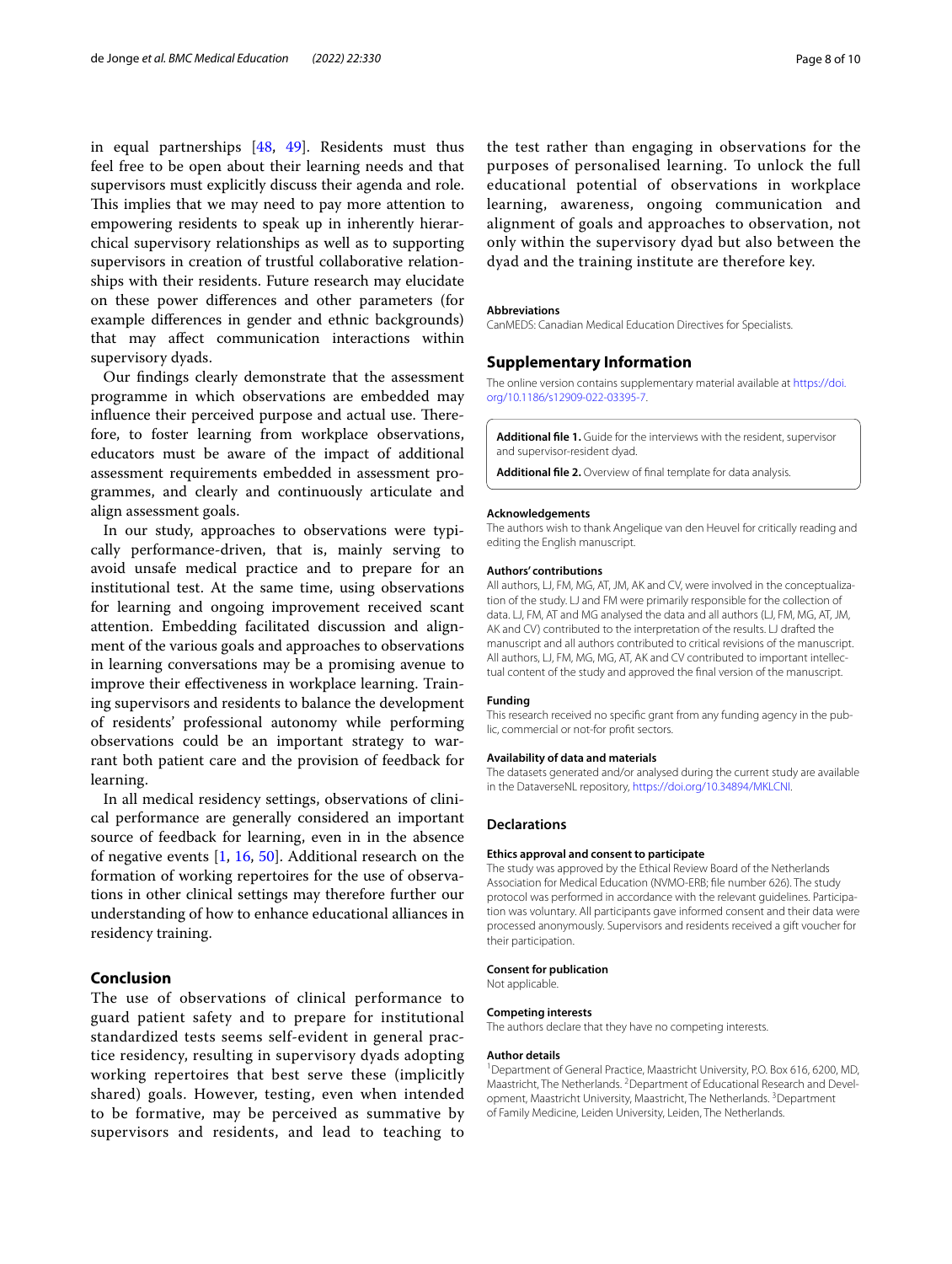in equal partnerships [48, 49]. Residents must thus feel free to be open about their learning needs and that supervisors must explicitly discuss their agenda and role. This implies that we may need to pay more attention to empowering residents to speak up in inherently hierarchical supervisory relationships as well as to supporting supervisors in creation of trustful collaborative relationships with their residents. Future research may elucidate on these power differences and other parameters (for example differences in gender and ethnic backgrounds) that may affect communication interactions within supervisory dyads.

Our findings clearly demonstrate that the assessment programme in which observations are embedded may influence their perceived purpose and actual use. Therefore, to foster learning from workplace observations, educators must be aware of the impact of additional assessment requirements embedded in assessment programmes, and clearly and continuously articulate and align assessment goals.

In our study, approaches to observations were typically performance-driven, that is, mainly serving to avoid unsafe medical practice and to prepare for an institutional test. At the same time, using observations for learning and ongoing improvement received scant attention. Embedding facilitated discussion and alignment of the various goals and approaches to observations in learning conversations may be a promising avenue to improve their effectiveness in workplace learning. Training supervisors and residents to balance the development of residents' professional autonomy while performing observations could be an important strategy to warrant both patient care and the provision of feedback for learning.

In all medical residency settings, observations of clinical performance are generally considered an important source of feedback for learning, even in in the absence of negative events [1, 16, 50]. Additional research on the formation of working repertoires for the use of observations in other clinical settings may therefore further our understanding of how to enhance educational alliances in residency training.

## Conclusion

The use of observations of clinical performance to guard patient safety and to prepare for institutional standardized tests seems self-evident in general practice residency, resulting in supervisory dyads adopting working repertoires that best serve these (implicitly shared) goals. However, testing, even when intended to be formative, may be perceived as summative by supervisors and residents, and lead to teaching to the test rather than engaging in observations for the purposes of personalised learning. To unlock the full educational potential of observations in workplace learning, awareness, ongoing communication and alignment of goals and approaches to observation, not only within the supervisory dyad but also between the dyad and the training institute are therefore key.

#### Abbreviations

CanMEDS: Canadian Medical Education Directives for Specialists.

## Supplementary Information

The online version contains supplementary material available at https://doi.org/10.1186/s12909-022-03395-7.

**Additional file 1.** Guide for the interviews with the resident, supervisor and supervisor-resident dyad.

**Additional file 2.** Overview of final template for data analysis.

#### Acknowledgements

The authors wish to thank Angelique van den Heuvel for critically reading and editing the English manuscript.

#### Authors' contributions

All authors, LJ, FM, MG, AT, JM, AK and CV, were involved in the conceptualization of the study. LJ and FM were primarily responsible for the collection of data. LJ, FM, AT and MG analysed the data and all authors (LJ, FM, MG, AT, JM, AK and CV) contributed to the interpretation of the results. LJ drafted the manuscript and all authors contributed to critical revisions of the manuscript. All authors, LJ, FM, MG, MG, AT, AK and CV contributed to important intellectual content of the study and approved the final version of the manuscript.

#### Funding

This research received no specific grant from any funding agency in the public, commercial or not-for profit sectors.

#### Availability of data and materials

The datasets generated and/or analysed during the current study are available in the DataverseNL repository, https://doi.org/10.34894/MKLCNI.

## Declarations

#### Ethics approval and consent to participate

The study was approved by the Ethical Review Board of the Netherlands Association for Medical Education (NVMO-ERB; file number 626). The study protocol was performed in accordance with the relevant guidelines. Participation was voluntary. All participants gave informed consent and their data were processed anonymously. Supervisors and residents received a gift voucher for their participation.

#### Consent for publication

Not applicable.

#### Competing interests

The authors declare that they have no competing interests.

#### Author details

[1]Department of General Practice, Maastricht University, P.O. Box 616, 6200, MD, Maastricht, The Netherlands. [2]Department of Educational Research and Development, Maastricht University, Maastricht, The Netherlands. [3]Department of Family Medicine, Leiden University, Leiden, The Netherlands.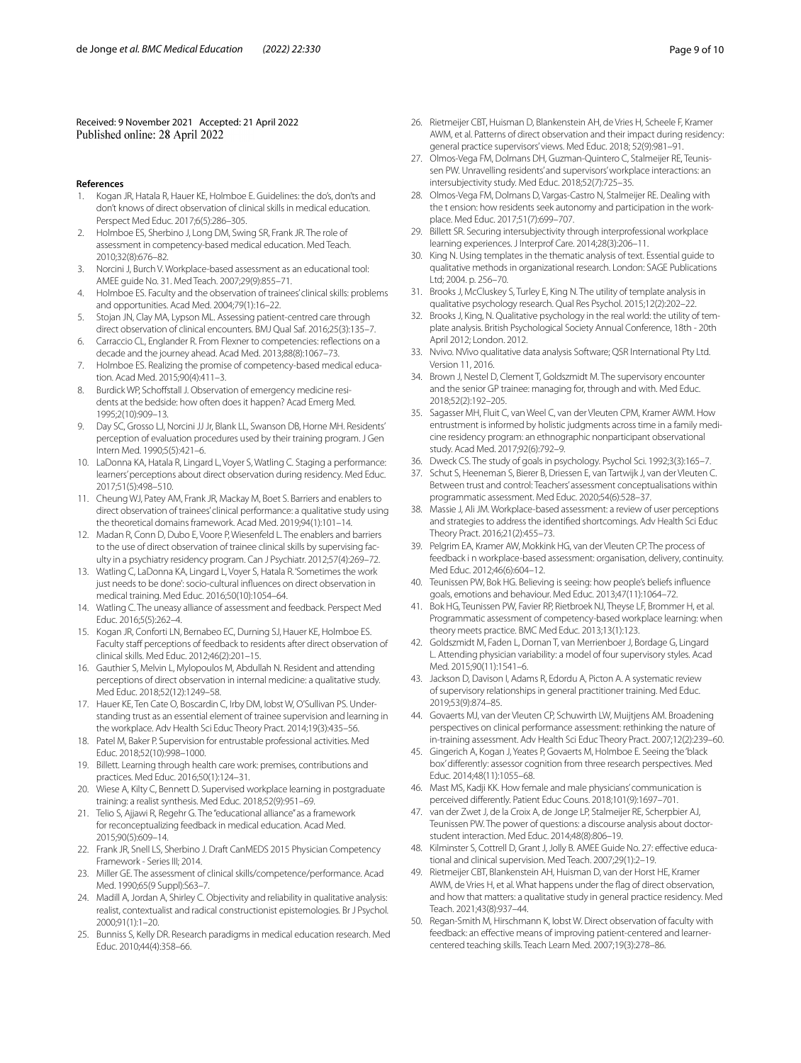Received: 9 November 2021 Accepted: 21 April 2022
Published online: 28 April 2022

## References

1. Kogan JR, Hatala R, Hauer KE, Holmboe E. Guidelines: the do's, don'ts and don't knows of direct observation of clinical skills in medical education. Perspect Med Educ. 2017;6(5):286–305.
2. Holmboe ES, Sherbino J, Long DM, Swing SR, Frank JR. The role of assessment in competency-based medical education. Med Teach. 2010;32(8):676–82.
3. Norcini J, Burch V. Workplace-based assessment as an educational tool: AMEE guide No. 31. Med Teach. 2007;29(9):855–71.
4. Holmboe ES. Faculty and the observation of trainees' clinical skills: problems and opportunities. Acad Med. 2004;79(1):16–22.
5. Stojan JN, Clay MA, Lypson ML. Assessing patient-centred care through direct observation of clinical encounters. BMJ Qual Saf. 2016;25(3):135–7.
6. Carraccio CL, Englander R. From Flexner to competencies: reflections on a decade and the journey ahead. Acad Med. 2013;88(8):1067–73.
7. Holmboe ES. Realizing the promise of competency-based medical education. Acad Med. 2015;90(4):411–3.
8. Burdick WP, Schoffstall J. Observation of emergency medicine residents at the bedside: how often does it happen? Acad Emerg Med. 1995;2(10):909–13.
9. Day SC, Grosso LJ, Norcini JJ Jr, Blank LL, Swanson DB, Horne MH. Residents' perception of evaluation procedures used by their training program. J Gen Intern Med. 1990;5(5):421–6.
10. LaDonna KA, Hatala R, Lingard L, Voyer S, Watling C. Staging a performance: learners' perceptions about direct observation during residency. Med Educ. 2017;51(5):498–510.
11. Cheung WJ, Patey AM, Frank JR, Mackay M, Boet S. Barriers and enablers to direct observation of trainees' clinical performance: a qualitative study using the theoretical domains framework. Acad Med. 2019;94(1):101–14.
12. Madan R, Conn D, Dubo E, Voore P, Wiesenfeld L. The enablers and barriers to the use of direct observation of trainee clinical skills by supervising faculty in a psychiatry residency program. Can J Psychiatr. 2012;57(4):269–72.
13. Watling C, LaDonna KA, Lingard L, Voyer S, Hatala R. 'Sometimes the work just needs to be done': socio-cultural influences on direct observation in medical training. Med Educ. 2016;50(10):1054–64.
14. Watling C. The uneasy alliance of assessment and feedback. Perspect Med Educ. 2016;5(5):262–4.
15. Kogan JR, Conforti LN, Bernabeo EC, Durning SJ, Hauer KE, Holmboe ES. Faculty staff perceptions of feedback to residents after direct observation of clinical skills. Med Educ. 2012;46(2):201–15.
16. Gauthier S, Melvin L, Mylopoulos M, Abdullah N. Resident and attending perceptions of direct observation in internal medicine: a qualitative study. Med Educ. 2018;52(12):1249–58.
17. Hauer KE, Ten Cate O, Boscardin C, Irby DM, Iobst W, O'Sullivan PS. Understanding trust as an essential element of trainee supervision and learning in the workplace. Adv Health Sci Educ Theory Pract. 2014;19(3):435–56.
18. Patel M, Baker P. Supervision for entrustable professional activities. Med Educ. 2018;52(10):998–1000.
19. Billett. Learning through health care work: premises, contributions and practices. Med Educ. 2016;50(1):124–31.
20. Wiese A, Kilty C, Bennett D. Supervised workplace learning in postgraduate training: a realist synthesis. Med Educ. 2018;52(9):951–69.
21. Telio S, Ajjawi R, Regehr G. The "educational alliance" as a framework for reconceptualizing feedback in medical education. Acad Med. 2015;90(5):609–14.
22. Frank JR, Snell LS, Sherbino J. Draft CanMEDS 2015 Physician Competency Framework - Series III; 2014.
23. Miller GE. The assessment of clinical skills/competence/performance. Acad Med. 1990;65(9 Suppl):S63–7.
24. Madill A, Jordan A, Shirley C. Objectivity and reliability in qualitative analysis: realist, contextualist and radical constructionist epistemologies. Br J Psychol. 2000;91(1):1–20.
25. Bunniss S, Kelly DR. Research paradigms in medical education research. Med Educ. 2010;44(4):358–66.
26. Rietmeijer CBT, Huisman D, Blankenstein AH, de Vries H, Scheele F, Kramer AWM, et al. Patterns of direct observation and their impact during residency: general practice supervisors' views. Med Educ. 2018; 52(9):981–91.
27. Olmos-Vega FM, Dolmans DH, Guzman-Quintero C, Stalmeijer RE, Teunissen PW. Unravelling residents' and supervisors' workplace interactions: an intersubjectivity study. Med Educ. 2018;52(7):725–35.
28. Olmos-Vega FM, Dolmans D, Vargas-Castro N, Stalmeijer RE. Dealing with the t ension: how residents seek autonomy and participation in the workplace. Med Educ. 2017;51(7):699–707.
29. Billett SR. Securing intersubjectivity through interprofessional workplace learning experiences. J Interprof Care. 2014;28(3):206–11.
30. King N. Using templates in the thematic analysis of text. Essential guide to qualitative methods in organizational research. London: SAGE Publications Ltd; 2004. p. 256–70.
31. Brooks J, McCluskey S, Turley E, King N. The utility of template analysis in qualitative psychology research. Qual Res Psychol. 2015;12(2):202–22.
32. Brooks J, King, N. Qualitative psychology in the real world: the utility of template analysis. British Psychological Society Annual Conference, 18th - 20th April 2012; London. 2012.
33. Nvivo. NVivo qualitative data analysis Software; QSR International Pty Ltd. Version 11, 2016.
34. Brown J, Nestel D, Clement T, Goldszmidt M. The supervisory encounter and the senior GP trainee: managing for, through and with. Med Educ. 2018;52(2):192–205.
35. Sagasser MH, Fluit C, van Weel C, van der Vleuten CPM, Kramer AWM. How entrustment is informed by holistic judgments across time in a family medicine residency program: an ethnographic nonparticipant observational study. Acad Med. 2017;92(6):792–9.
36. Dweck CS. The study of goals in psychology. Psychol Sci. 1992;3(3):165–7.
37. Schut S, Heeneman S, Bierer B, Driessen E, van Tartwijk J, van der Vleuten C. Between trust and control: Teachers' assessment conceptualisations within programmatic assessment. Med Educ. 2020;54(6):528–37.
38. Massie J, Ali JM. Workplace-based assessment: a review of user perceptions and strategies to address the identified shortcomings. Adv Health Sci Educ Theory Pract. 2016;21(2):455–73.
39. Pelgrim EA, Kramer AW, Mokkink HG, van der Vleuten CP. The process of feedback i n workplace-based assessment: organisation, delivery, continuity. Med Educ. 2012;46(6):604–12.
40. Teunissen PW, Bok HG. Believing is seeing: how people's beliefs influence goals, emotions and behaviour. Med Educ. 2013;47(11):1064–72.
41. Bok HG, Teunissen PW, Favier RP, Rietbroek NJ, Theyse LF, Brommer H, et al. Programmatic assessment of competency-based workplace learning: when theory meets practice. BMC Med Educ. 2013;13(1):123.
42. Goldszmidt M, Faden L, Dornan T, van Merrienboer J, Bordage G, Lingard L. Attending physician variability: a model of four supervisory styles. Acad Med. 2015;90(11):1541–6.
43. Jackson D, Davison I, Adams R, Edordu A, Picton A. A systematic review of supervisory relationships in general practitioner training. Med Educ. 2019;53(9):874–85.
44. Govaerts MJ, van der Vleuten CP, Schuwirth LW, Muijtjens AM. Broadening perspectives on clinical performance assessment: rethinking the nature of in-training assessment. Adv Health Sci Educ Theory Pract. 2007;12(2):239–60.
45. Gingerich A, Kogan J, Yeates P, Govaerts M, Holmboe E. Seeing the 'black box' differently: assessor cognition from three research perspectives. Med Educ. 2014;48(11):1055–68.
46. Mast MS, Kadji KK. How female and male physicians' communication is perceived differently. Patient Educ Couns. 2018;101(9):1697–701.
47. van der Zwet J, de la Croix A, de Jonge LP, Stalmeijer RE, Scherpbier AJ, Teunissen PW. The power of questions: a discourse analysis about doctor-student interaction. Med Educ. 2014;48(8):806–19.
48. Kilminster S, Cottrell D, Grant J, Jolly B. AMEE Guide No. 27: effective educational and clinical supervision. Med Teach. 2007;29(1):2–19.
49. Rietmeijer CBT, Blankenstein AH, Huisman D, van der Horst HE, Kramer AWM, de Vries H, et al. What happens under the flag of direct observation, and how that matters: a qualitative study in general practice residency. Med Teach. 2021;43(8):937–44.
50. Regan-Smith M, Hirschmann K, Iobst W. Direct observation of faculty with feedback: an effective means of improving patient-centered and learner-centered teaching skills. Teach Learn Med. 2007;19(3):278–86.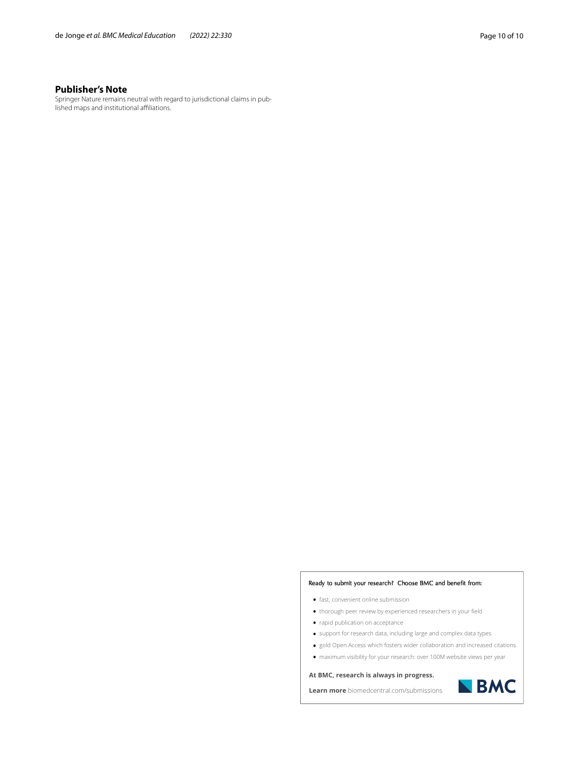## Publisher's Note

Springer Nature remains neutral with regard to jurisdictional claims in published maps and institutional affiliations.

Ready to submit your research? Choose BMC and benefit from:

- fast, convenient online submission
- thorough peer review by experienced researchers in your field
- rapid publication on acceptance
- support for research data, including large and complex data types
- gold Open Access which fosters wider collaboration and increased citations
- maximum visibility for your research: over 100M website views per year

**At BMC, research is always in progress.**

**Learn more** biomedcentral.com/submissions

BMC